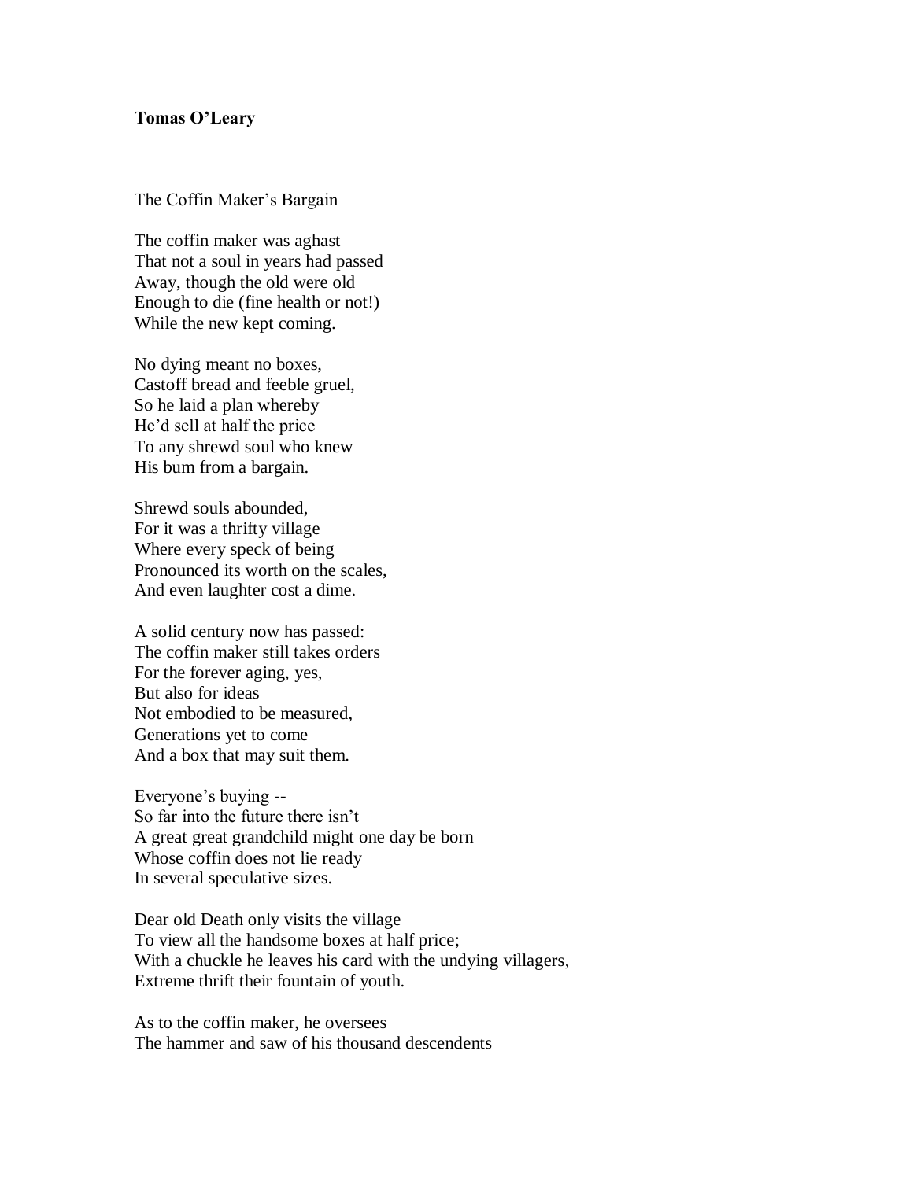**Tomas O'Leary**

The Coffin Maker's Bargain

The coffin maker was aghast  
That not a soul in years had passed  
Away, though the old were old  
Enough to die (fine health or not!)  
While the new kept coming.

No dying meant no boxes,  
Castoff bread and feeble gruel,  
So he laid a plan whereby  
He'd sell at half the price  
To any shrewd soul who knew  
His bum from a bargain.

Shrewd souls abounded,  
For it was a thrifty village  
Where every speck of being  
Pronounced its worth on the scales,  
And even laughter cost a dime.

A solid century now has passed:  
The coffin maker still takes orders  
For the forever aging, yes,  
But also for ideas  
Not embodied to be measured,  
Generations yet to come  
And a box that may suit them.

Everyone's buying --  
So far into the future there isn't  
A great great grandchild might one day be born  
Whose coffin does not lie ready  
In several speculative sizes.

Dear old Death only visits the village  
To view all the handsome boxes at half price;  
With a chuckle he leaves his card with the undying villagers,  
Extreme thrift their fountain of youth.

As to the coffin maker, he oversees  
The hammer and saw of his thousand descendents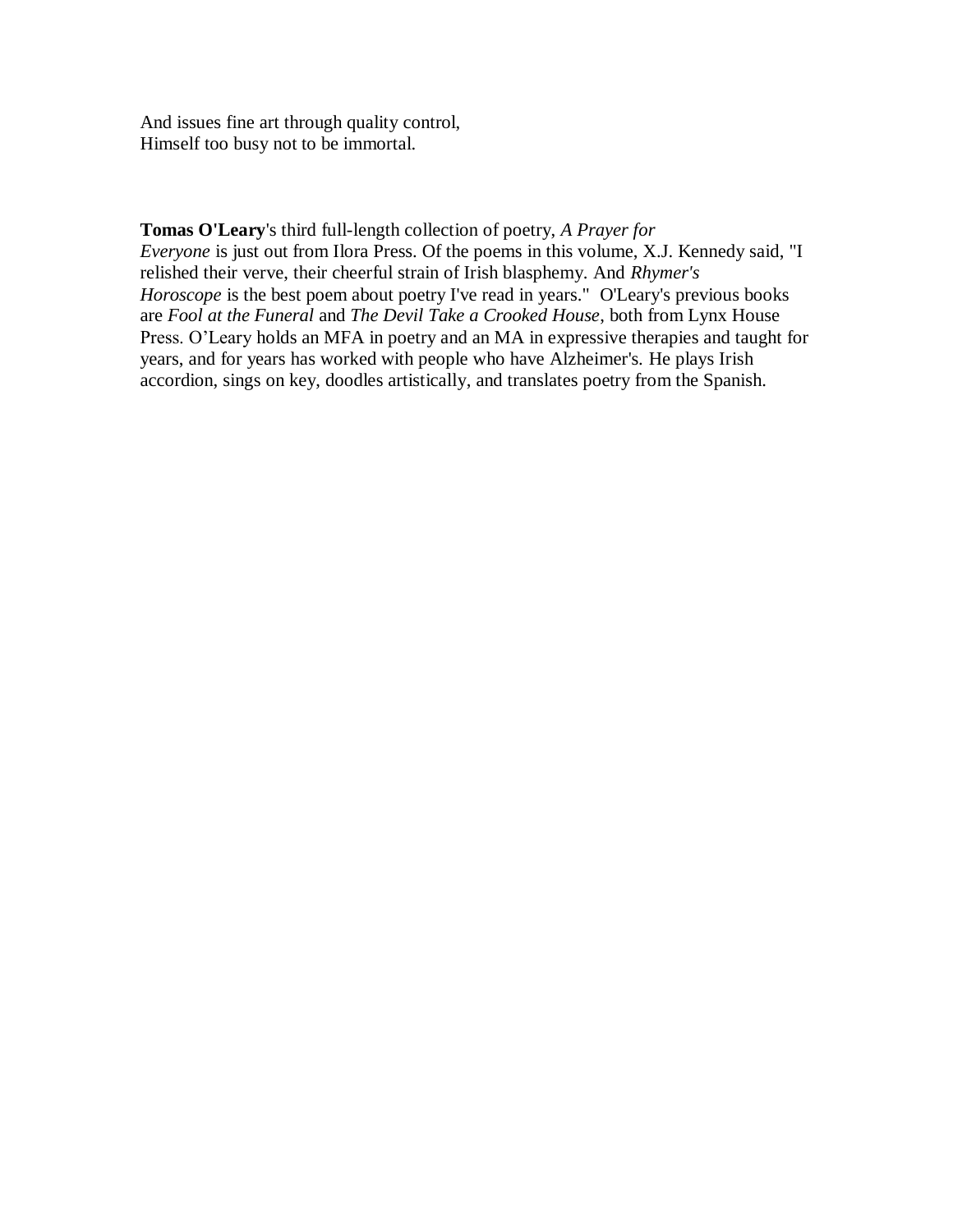And issues fine art through quality control,  
Himself too busy not to be immortal.

**Tomas O'Leary**'s third full-length collection of poetry, *A Prayer for Everyone* is just out from Ilora Press. Of the poems in this volume, X.J. Kennedy said, "I relished their verve, their cheerful strain of Irish blasphemy. And *Rhymer's Horoscope* is the best poem about poetry I've read in years." O'Leary's previous books are *Fool at the Funeral* and *The Devil Take a Crooked House*, both from Lynx House Press. O'Leary holds an MFA in poetry and an MA in expressive therapies and taught for years, and for years has worked with people who have Alzheimer's. He plays Irish accordion, sings on key, doodles artistically, and translates poetry from the Spanish.